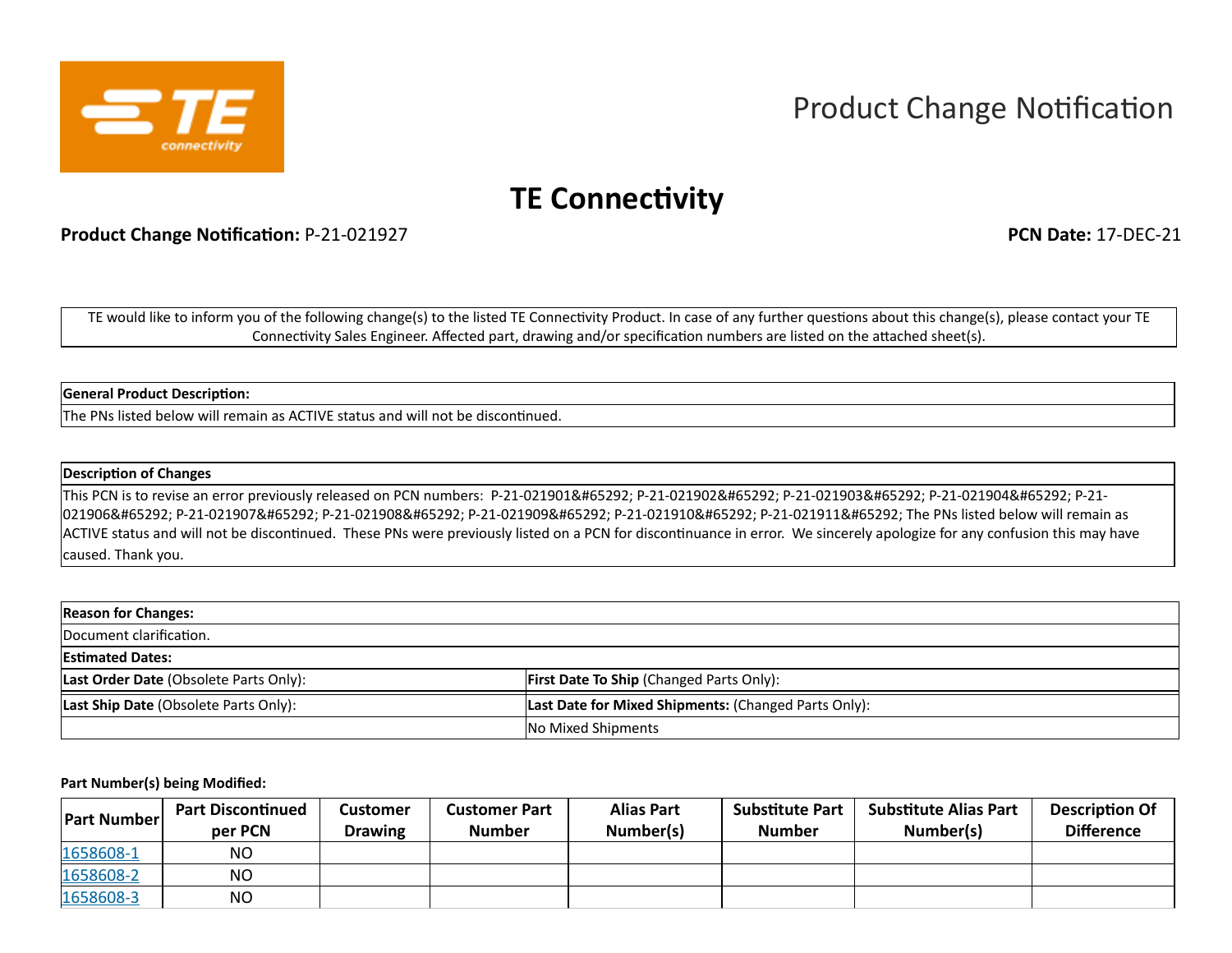# Product Change Notification

## TE Connectivity

**Product Change Notification:** P-21-021927 **PCN Date:** 17-DEC-21

TE would like to inform you of the following change(s) to the listed TE Connectivity Product. In case of any further questions about this change(s), please contact your TE Connectivity Sales Engineer. Affected part, drawing and/or specification numbers are listed on the attached sheet(s).

| **General Product Description:** |
|---|
| The PNs listed below will remain as ACTIVE status and will not be discontinued. |

| **Description of Changes** |
|---|
| This PCN is to revise an error previously released on PCN numbers: P-21-021901&#65292; P-21-021902&#65292; P-21-021903&#65292; P-21-021904&#65292; P-21-021906&#65292; P-21-021907&#65292; P-21-021908&#65292; P-21-021909&#65292; P-21-021910&#65292; P-21-021911&#65292; The PNs listed below will remain as ACTIVE status and will not be discontinued. These PNs were previously listed on a PCN for discontinuance in error. We sincerely apologize for any confusion this may have caused. Thank you. |

| **Reason for Changes:** | |
|---|---|
| Document clarification. | |
| **Estimated Dates:** | |
| **Last Order Date** (Obsolete Parts Only): | **First Date To Ship** (Changed Parts Only): |
| **Last Ship Date** (Obsolete Parts Only): | **Last Date for Mixed Shipments:** (Changed Parts Only): |
| | No Mixed Shipments |

**Part Number(s) being Modified:**

| Part Number | Part Discontinued per PCN | Customer Drawing | Customer Part Number | Alias Part Number(s) | Substitute Part Number | Substitute Alias Part Number(s) | Description Of Difference |
|---|---|---|---|---|---|---|---|
| 1658608-1 | NO | | | | | | |
| 1658608-2 | NO | | | | | | |
| 1658608-3 | NO | | | | | | |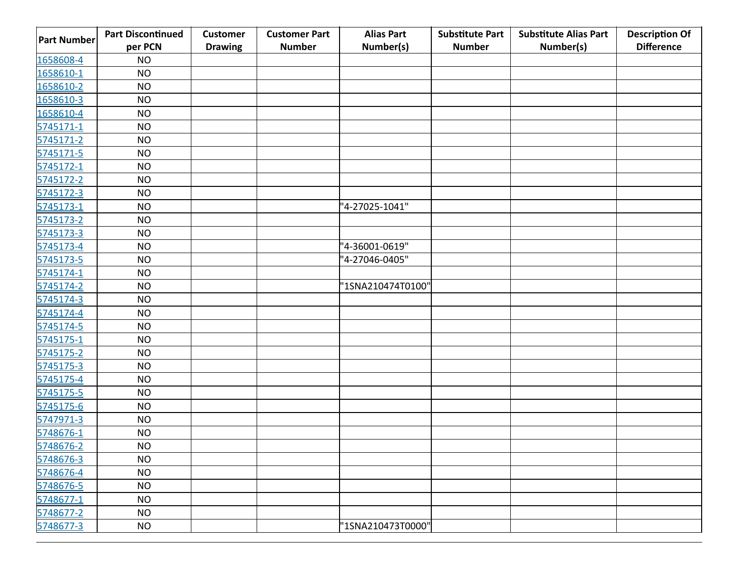| Part Number | Part Discontinued per PCN | Customer Drawing | Customer Part Number | Alias Part Number(s) | Substitute Part Number | Substitute Alias Part Number(s) | Description Of Difference |
|---|---|---|---|---|---|---|---|
| 1658608-4 | NO | | | | | | |
| 1658610-1 | NO | | | | | | |
| 1658610-2 | NO | | | | | | |
| 1658610-3 | NO | | | | | | |
| 1658610-4 | NO | | | | | | |
| 5745171-1 | NO | | | | | | |
| 5745171-2 | NO | | | | | | |
| 5745171-5 | NO | | | | | | |
| 5745172-1 | NO | | | | | | |
| 5745172-2 | NO | | | | | | |
| 5745172-3 | NO | | | | | | |
| 5745173-1 | NO | | | "4-27025-1041" | | | |
| 5745173-2 | NO | | | | | | |
| 5745173-3 | NO | | | | | | |
| 5745173-4 | NO | | | "4-36001-0619" | | | |
| 5745173-5 | NO | | | "4-27046-0405" | | | |
| 5745174-1 | NO | | | | | | |
| 5745174-2 | NO | | | "1SNA210474T0100" | | | |
| 5745174-3 | NO | | | | | | |
| 5745174-4 | NO | | | | | | |
| 5745174-5 | NO | | | | | | |
| 5745175-1 | NO | | | | | | |
| 5745175-2 | NO | | | | | | |
| 5745175-3 | NO | | | | | | |
| 5745175-4 | NO | | | | | | |
| 5745175-5 | NO | | | | | | |
| 5745175-6 | NO | | | | | | |
| 5747971-3 | NO | | | | | | |
| 5748676-1 | NO | | | | | | |
| 5748676-2 | NO | | | | | | |
| 5748676-3 | NO | | | | | | |
| 5748676-4 | NO | | | | | | |
| 5748676-5 | NO | | | | | | |
| 5748677-1 | NO | | | | | | |
| 5748677-2 | NO | | | | | | |
| 5748677-3 | NO | | | "1SNA210473T0000" | | | |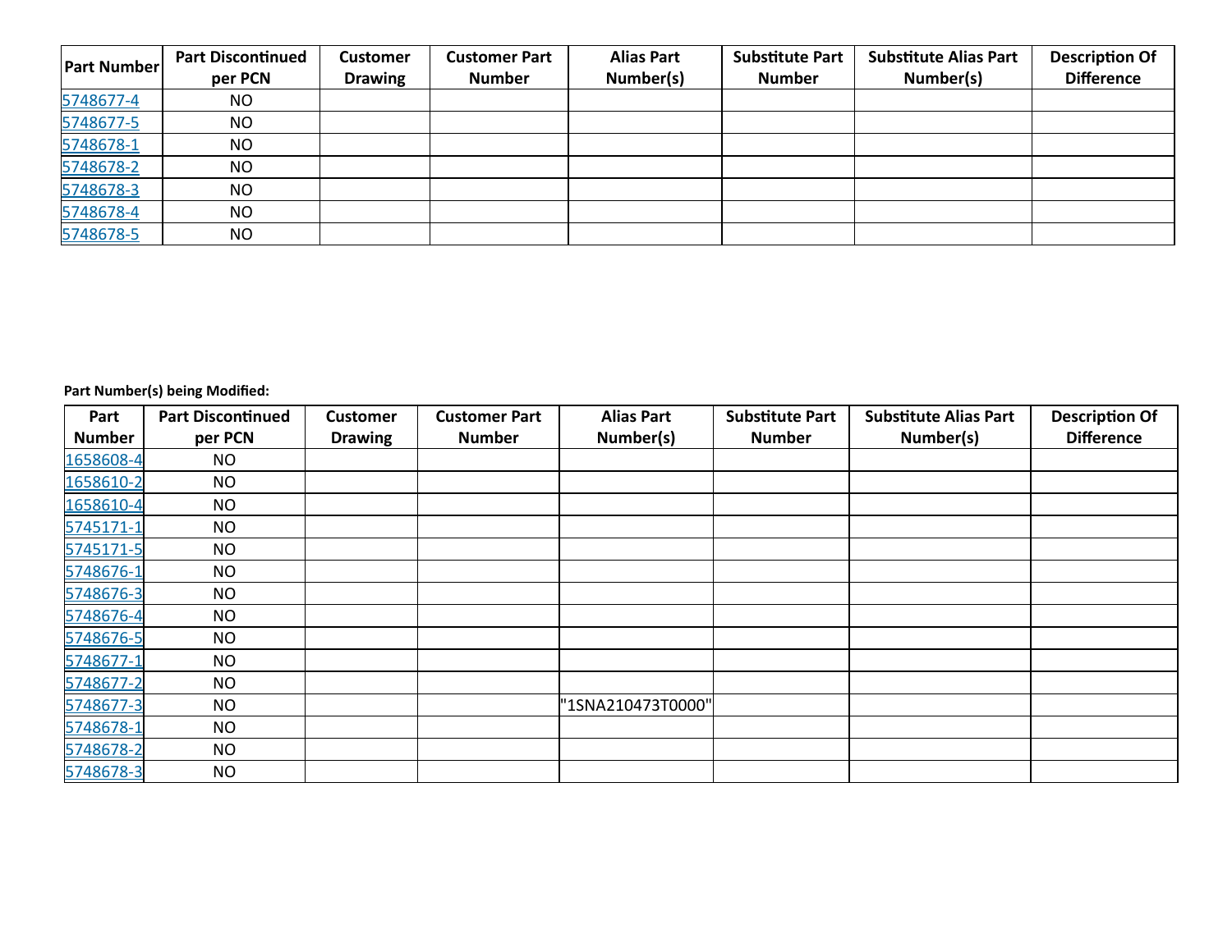| Part Number | Part Discontinued per PCN | Customer Drawing | Customer Part Number | Alias Part Number(s) | Substitute Part Number | Substitute Alias Part Number(s) | Description Of Difference |
|---|---|---|---|---|---|---|---|
| 5748677-4 | NO | | | | | | |
| 5748677-5 | NO | | | | | | |
| 5748678-1 | NO | | | | | | |
| 5748678-2 | NO | | | | | | |
| 5748678-3 | NO | | | | | | |
| 5748678-4 | NO | | | | | | |
| 5748678-5 | NO | | | | | | |

**Part Number(s) being Modified:**

| Part Number | Part Discontinued per PCN | Customer Drawing | Customer Part Number | Alias Part Number(s) | Substitute Part Number | Substitute Alias Part Number(s) | Description Of Difference |
|---|---|---|---|---|---|---|---|
| 1658608-4 | NO | | | | | | |
| 1658610-2 | NO | | | | | | |
| 1658610-4 | NO | | | | | | |
| 5745171-1 | NO | | | | | | |
| 5745171-5 | NO | | | | | | |
| 5748676-1 | NO | | | | | | |
| 5748676-3 | NO | | | | | | |
| 5748676-4 | NO | | | | | | |
| 5748676-5 | NO | | | | | | |
| 5748677-1 | NO | | | | | | |
| 5748677-2 | NO | | | | | | |
| 5748677-3 | NO | | | "1SNA210473T0000" | | | |
| 5748678-1 | NO | | | | | | |
| 5748678-2 | NO | | | | | | |
| 5748678-3 | NO | | | | | | |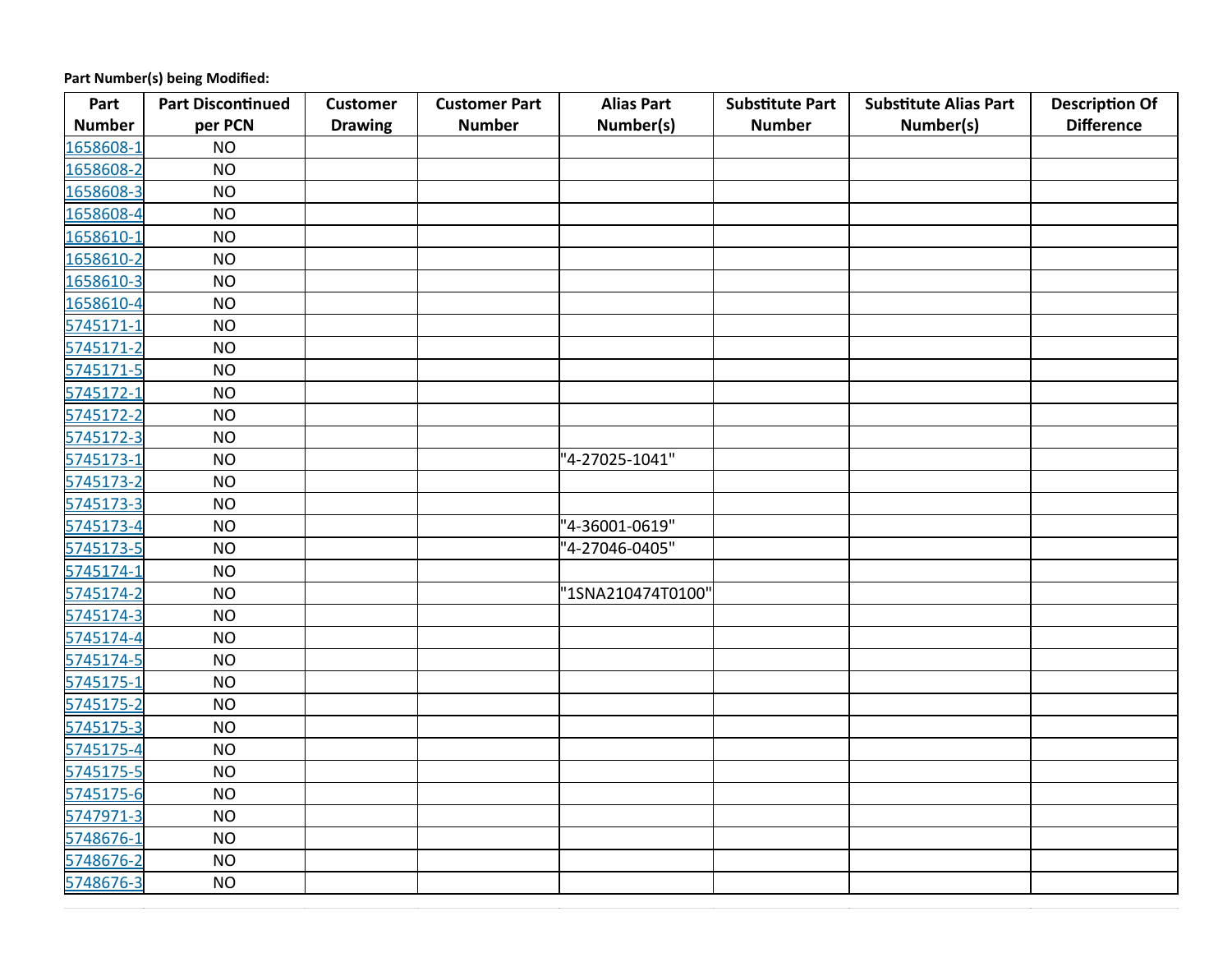**Part Number(s) being Modified:**

| Part Number | Part Discontinued per PCN | Customer Drawing | Customer Part Number | Alias Part Number(s) | Substitute Part Number | Substitute Alias Part Number(s) | Description Of Difference |
|---|---|---|---|---|---|---|---|
| 1658608-1 | NO | | | | | | |
| 1658608-2 | NO | | | | | | |
| 1658608-3 | NO | | | | | | |
| 1658608-4 | NO | | | | | | |
| 1658610-1 | NO | | | | | | |
| 1658610-2 | NO | | | | | | |
| 1658610-3 | NO | | | | | | |
| 1658610-4 | NO | | | | | | |
| 5745171-1 | NO | | | | | | |
| 5745171-2 | NO | | | | | | |
| 5745171-5 | NO | | | | | | |
| 5745172-1 | NO | | | | | | |
| 5745172-2 | NO | | | | | | |
| 5745172-3 | NO | | | | | | |
| 5745173-1 | NO | | | "4-27025-1041" | | | |
| 5745173-2 | NO | | | | | | |
| 5745173-3 | NO | | | | | | |
| 5745173-4 | NO | | | "4-36001-0619" | | | |
| 5745173-5 | NO | | | "4-27046-0405" | | | |
| 5745174-1 | NO | | | | | | |
| 5745174-2 | NO | | | "1SNA210474T0100" | | | |
| 5745174-3 | NO | | | | | | |
| 5745174-4 | NO | | | | | | |
| 5745174-5 | NO | | | | | | |
| 5745175-1 | NO | | | | | | |
| 5745175-2 | NO | | | | | | |
| 5745175-3 | NO | | | | | | |
| 5745175-4 | NO | | | | | | |
| 5745175-5 | NO | | | | | | |
| 5745175-6 | NO | | | | | | |
| 5747971-3 | NO | | | | | | |
| 5748676-1 | NO | | | | | | |
| 5748676-2 | NO | | | | | | |
| 5748676-3 | NO | | | | | | |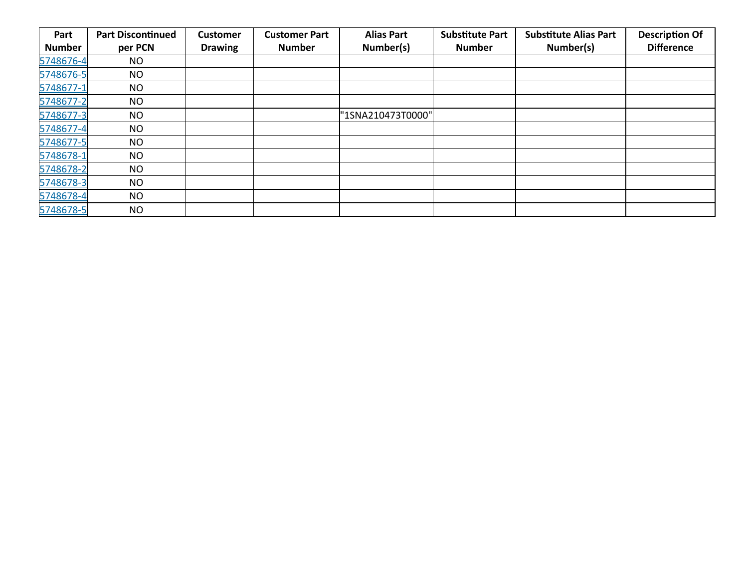| Part Number | Part Discontinued per PCN | Customer Drawing | Customer Part Number | Alias Part Number(s) | Substitute Part Number | Substitute Alias Part Number(s) | Description Of Difference |
|---|---|---|---|---|---|---|---|
| 5748676-4 | NO | | | | | | |
| 5748676-5 | NO | | | | | | |
| 5748677-1 | NO | | | | | | |
| 5748677-2 | NO | | | | | | |
| 5748677-3 | NO | | | "1SNA210473T0000" | | | |
| 5748677-4 | NO | | | | | | |
| 5748677-5 | NO | | | | | | |
| 5748678-1 | NO | | | | | | |
| 5748678-2 | NO | | | | | | |
| 5748678-3 | NO | | | | | | |
| 5748678-4 | NO | | | | | | |
| 5748678-5 | NO | | | | | | |